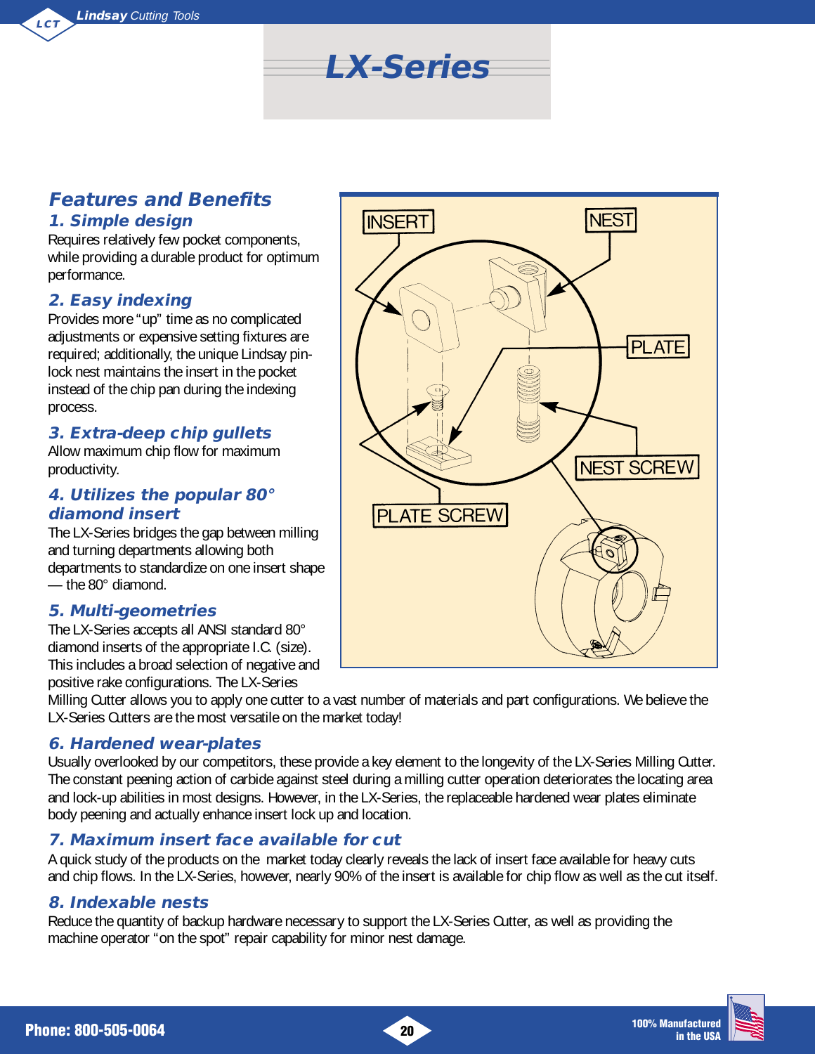# LX-Series

## Features and Benefits

### 1. Simple design

Requires relatively few pocket components, while providing a durable product for optimum performance.

### 2. Easy indexing

Provides more "up" time as no complicated adjustments or expensive setting fixtures are required; additionally, the unique Lindsay pin-lock nest maintains the insert in the pocket instead of the chip pan during the indexing process.

### 3. Extra-deep chip gullets

Allow maximum chip flow for maximum productivity.

### 4. Utilizes the popular 80° diamond insert

The LX-Series bridges the gap between milling and turning departments allowing both departments to standardize on one insert shape — the 80° diamond.

### 5. Multi-geometries

The LX-Series accepts all ANSI standard 80° diamond inserts of the appropriate I.C. (size). This includes a broad selection of negative and positive rake configurations. The LX-Series Milling Cutter allows you to apply one cutter to a vast number of materials and part configurations. We believe the LX-Series Cutters are the most versatile on the market today!

### 6. Hardened wear-plates

Usually overlooked by our competitors, these provide a key element to the longevity of the LX-Series Milling Cutter. The constant peening action of carbide against steel during a milling cutter operation deteriorates the locating area and lock-up abilities in most designs. However, in the LX-Series, the replaceable hardened wear plates eliminate body peening and actually enhance insert lock up and location.

### 7. Maximum insert face available for cut

A quick study of the products on the market today clearly reveals the lack of insert face available for heavy cuts and chip flows. In the LX-Series, however, nearly 90% of the insert is available for chip flow as well as the cut itself.

### 8. Indexable nests

Reduce the quantity of backup hardware necessary to support the LX-Series Cutter, as well as providing the machine operator "on the spot" repair capability for minor nest damage.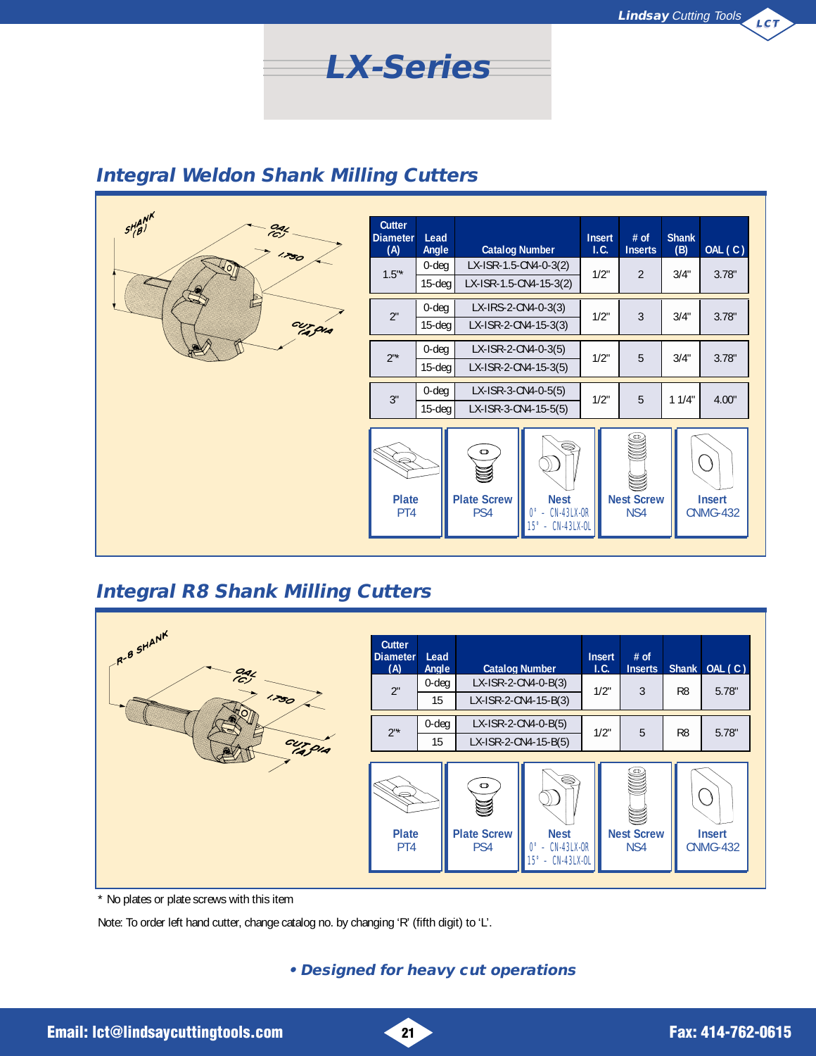# LX-Series

## Integral Weldon Shank Milling Cutters

| Cutter Diameter (A) | Lead Angle | Catalog Number | Insert I.C. | # of Inserts | Shank (B) | OAL ( C ) |
|---|---|---|---|---|---|---|
| 1.5"* | 0-deg | LX-ISR-1.5-CN4-0-3(2) | 1/2" | 2 | 3/4" | 3.78" |
| | 15-deg | LX-ISR-1.5-CN4-15-3(2) | | | | |
| 2" | 0-deg | LX-IRS-2-CN4-0-3(3) | 1/2" | 3 | 3/4" | 3.78" |
| | 15-deg | LX-ISR-2-CN4-15-3(3) | | | | |
| 2"* | 0-deg | LX-ISR-2-CN4-0-3(5) | 1/2" | 5 | 3/4" | 3.78" |
| | 15-deg | LX-ISR-2-CN4-15-3(5) | | | | |
| 3" | 0-deg | LX-ISR-3-CN4-0-5(5) | 1/2" | 5 | 1 1/4" | 4.00" |
| | 15-deg | LX-ISR-3-CN4-15-5(5) | | | | |

| Plate | Plate Screw | Nest | Nest Screw | Insert |
|---|---|---|---|---|
| PT4 | PS4 | 0° - CN-43LX-OR<br>15° - CN-43LX-OL | NS4 | CNMG-432 |

## Integral R8 Shank Milling Cutters

| Cutter Diameter (A) | Lead Angle | Catalog Number | Insert I.C. | # of Inserts | Shank | OAL ( C ) |
|---|---|---|---|---|---|---|
| 2" | 0-deg | LX-ISR-2-CN4-0-B(3) | 1/2" | 3 | R8 | 5.78" |
| | 15 | LX-ISR-2-CN4-15-B(3) | | | | |
| 2"* | 0-deg | LX-ISR-2-CN4-0-B(5) | 1/2" | 5 | R8 | 5.78" |
| | 15 | LX-ISR-2-CN4-15-B(5) | | | | |

| Plate | Plate Screw | Nest | Nest Screw | Insert |
|---|---|---|---|---|
| PT4 | PS4 | 0° - CN-43LX-OR<br>15° - CN-43LX-OL | NS4 | CNMG-432 |

* No plates or plate screws with this item

Note: To order left hand cutter, change catalog no. by changing 'R' (fifth digit) to 'L'.

• ***Designed for heavy cut operations***

**Email: lct@lindsaycuttingtools.com** **Fax: 414-762-0615**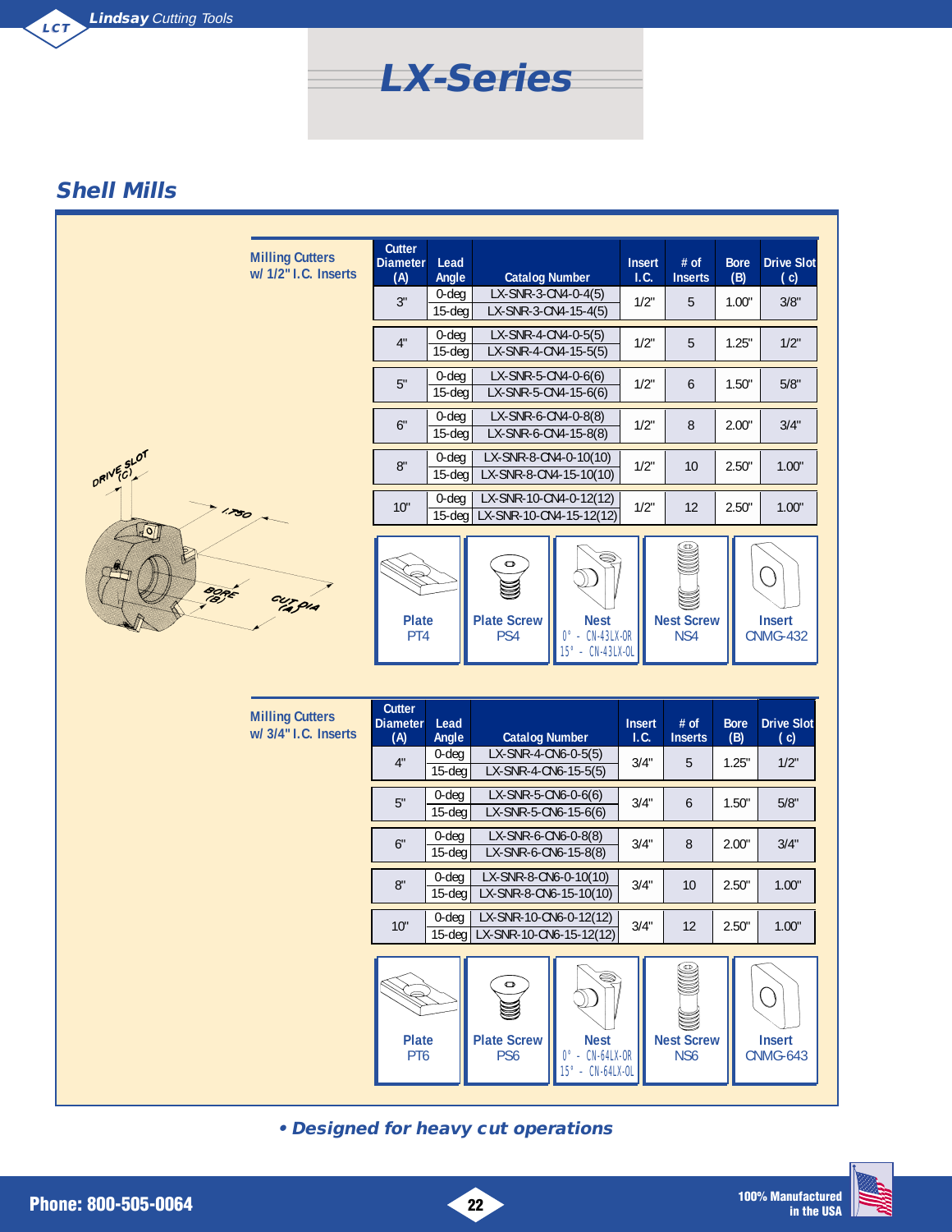# LX-Series

## Shell Mills

### Milling Cutters w/ 1/2" I.C. Inserts

| Cutter Diameter (A) | Lead Angle | Catalog Number | Insert I.C. | # of Inserts | Bore (B) | Drive Slot (c) |
|---|---|---|---|---|---|---|
| 3" | 0-deg | LX-SNR-3-CN4-0-4(5) | 1/2" | 5 | 1.00" | 3/8" |
| | 15-deg | LX-SNR-3-CN4-15-4(5) | | | | |
| 4" | 0-deg | LX-SNR-4-CN4-0-5(5) | 1/2" | 5 | 1.25" | 1/2" |
| | 15-deg | LX-SNR-4-CN4-15-5(5) | | | | |
| 5" | 0-deg | LX-SNR-5-CN4-0-6(6) | 1/2" | 6 | 1.50" | 5/8" |
| | 15-deg | LX-SNR-5-CN4-15-6(6) | | | | |
| 6" | 0-deg | LX-SNR-6-CN4-0-8(8) | 1/2" | 8 | 2.00" | 3/4" |
| | 15-deg | LX-SNR-6-CN4-15-8(8) | | | | |
| 8" | 0-deg | LX-SNR-8-CN4-0-10(10) | 1/2" | 10 | 2.50" | 1.00" |
| | 15-deg | LX-SNR-8-CN4-15-10(10) | | | | |
| 10" | 0-deg | LX-SNR-10-CN4-0-12(12) | 1/2" | 12 | 2.50" | 1.00" |
| | 15-deg | LX-SNR-10-CN4-15-12(12) | | | | |

| Plate | Plate Screw | Nest | Nest Screw | Insert |
|---|---|---|---|---|
| PT4 | PS4 | 0° - CN-43LX-OR<br>15° - CN-43LX-OL | NS4 | CNMG-432 |

DRIVE SLOT (C)

1.750

BORE (B)

CUT DIA (A)

### Milling Cutters w/ 3/4" I.C. Inserts

| Cutter Diameter (A) | Lead Angle | Catalog Number | Insert I.C. | # of Inserts | Bore (B) | Drive Slot (c) |
|---|---|---|---|---|---|---|
| 4" | 0-deg | LX-SNR-4-CN6-0-5(5) | 3/4" | 5 | 1.25" | 1/2" |
| | 15-deg | LX-SNR-4-CN6-15-5(5) | | | | |
| 5" | 0-deg | LX-SNR-5-CN6-0-6(6) | 3/4" | 6 | 1.50" | 5/8" |
| | 15-deg | LX-SNR-5-CN6-15-6(6) | | | | |
| 6" | 0-deg | LX-SNR-6-CN6-0-8(8) | 3/4" | 8 | 2.00" | 3/4" |
| | 15-deg | LX-SNR-6-CN6-15-8(8) | | | | |
| 8" | 0-deg | LX-SNR-8-CN6-0-10(10) | 3/4" | 10 | 2.50" | 1.00" |
| | 15-deg | LX-SNR-8-CN6-15-10(10) | | | | |
| 10" | 0-deg | LX-SNR-10-CN6-0-12(12) | 3/4" | 12 | 2.50" | 1.00" |
| | 15-deg | LX-SNR-10-CN6-15-12(12) | | | | |

| Plate | Plate Screw | Nest | Nest Screw | Insert |
|---|---|---|---|---|
| PT6 | PS6 | 0° - CN-64LX-OR<br>15° - CN-64LX-OL | NS6 | CNMG-643 |

- ***Designed for heavy cut operations***

Phone: 800-505-0064

100% Manufactured in the USA